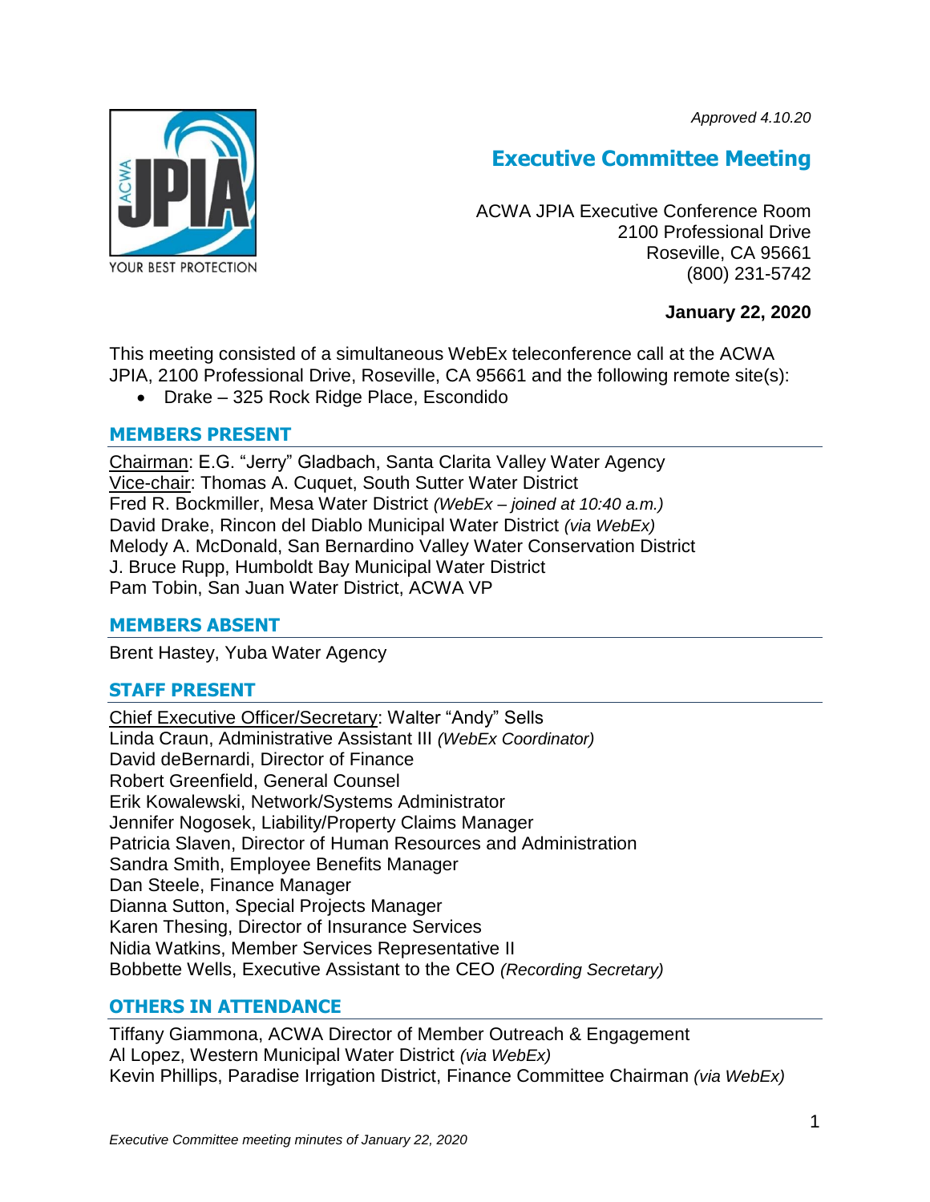*Approved 4.10.20*

# Executive Committee Meeting

ACWA JPIA Executive Conference Room
2100 Professional Drive
Roseville, CA 95661
(800) 231-5742

**January 22, 2020**

This meeting consisted of a simultaneous WebEx teleconference call at the ACWA JPIA, 2100 Professional Drive, Roseville, CA 95661 and the following remote site(s):

- Drake – 325 Rock Ridge Place, Escondido

## MEMBERS PRESENT

Chairman: E.G. "Jerry" Gladbach, Santa Clarita Valley Water Agency
Vice-chair: Thomas A. Cuquet, South Sutter Water District
Fred R. Bockmiller, Mesa Water District *(WebEx – joined at 10:40 a.m.)*
David Drake, Rincon del Diablo Municipal Water District *(via WebEx)*
Melody A. McDonald, San Bernardino Valley Water Conservation District
J. Bruce Rupp, Humboldt Bay Municipal Water District
Pam Tobin, San Juan Water District, ACWA VP

## MEMBERS ABSENT

Brent Hastey, Yuba Water Agency

## STAFF PRESENT

Chief Executive Officer/Secretary: Walter "Andy" Sells
Linda Craun, Administrative Assistant III *(WebEx Coordinator)*
David deBernardi, Director of Finance
Robert Greenfield, General Counsel
Erik Kowalewski, Network/Systems Administrator
Jennifer Nogosek, Liability/Property Claims Manager
Patricia Slaven, Director of Human Resources and Administration
Sandra Smith, Employee Benefits Manager
Dan Steele, Finance Manager
Dianna Sutton, Special Projects Manager
Karen Thesing, Director of Insurance Services
Nidia Watkins, Member Services Representative II
Bobbette Wells, Executive Assistant to the CEO *(Recording Secretary)*

## OTHERS IN ATTENDANCE

Tiffany Giammona, ACWA Director of Member Outreach & Engagement
Al Lopez, Western Municipal Water District *(via WebEx)*
Kevin Phillips, Paradise Irrigation District, Finance Committee Chairman *(via WebEx)*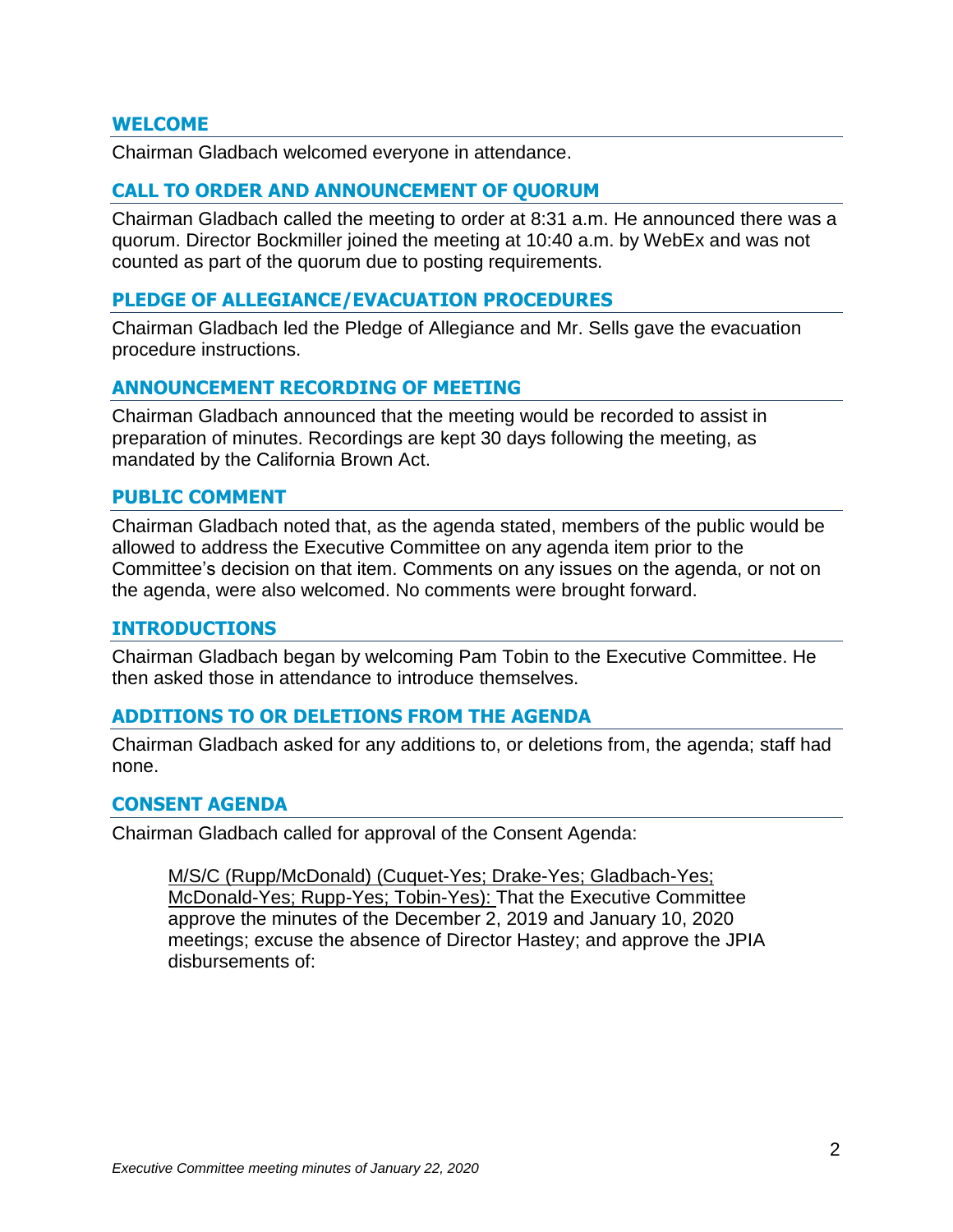## WELCOME

Chairman Gladbach welcomed everyone in attendance.

## CALL TO ORDER AND ANNOUNCEMENT OF QUORUM

Chairman Gladbach called the meeting to order at 8:31 a.m. He announced there was a quorum. Director Bockmiller joined the meeting at 10:40 a.m. by WebEx and was not counted as part of the quorum due to posting requirements.

## PLEDGE OF ALLEGIANCE/EVACUATION PROCEDURES

Chairman Gladbach led the Pledge of Allegiance and Mr. Sells gave the evacuation procedure instructions.

## ANNOUNCEMENT RECORDING OF MEETING

Chairman Gladbach announced that the meeting would be recorded to assist in preparation of minutes. Recordings are kept 30 days following the meeting, as mandated by the California Brown Act.

## PUBLIC COMMENT

Chairman Gladbach noted that, as the agenda stated, members of the public would be allowed to address the Executive Committee on any agenda item prior to the Committee's decision on that item. Comments on any issues on the agenda, or not on the agenda, were also welcomed. No comments were brought forward.

## INTRODUCTIONS

Chairman Gladbach began by welcoming Pam Tobin to the Executive Committee. He then asked those in attendance to introduce themselves.

## ADDITIONS TO OR DELETIONS FROM THE AGENDA

Chairman Gladbach asked for any additions to, or deletions from, the agenda; staff had none.

## CONSENT AGENDA

Chairman Gladbach called for approval of the Consent Agenda:

> <u>M/S/C (Rupp/McDonald) (Cuquet-Yes; Drake-Yes; Gladbach-Yes; McDonald-Yes; Rupp-Yes; Tobin-Yes):</u> That the Executive Committee approve the minutes of the December 2, 2019 and January 10, 2020 meetings; excuse the absence of Director Hastey; and approve the JPIA disbursements of: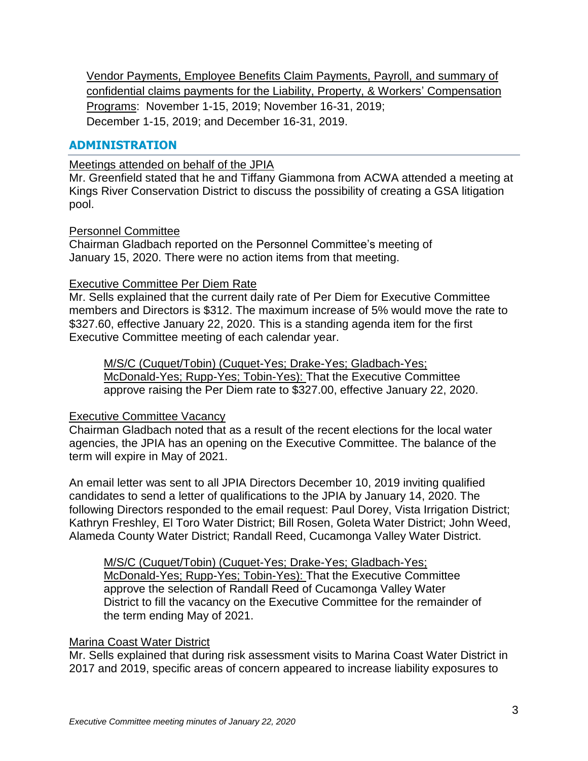Vendor Payments, Employee Benefits Claim Payments, Payroll, and summary of confidential claims payments for the Liability, Property, & Workers' Compensation Programs: November 1-15, 2019; November 16-31, 2019; December 1-15, 2019; and December 16-31, 2019.

## ADMINISTRATION

Meetings attended on behalf of the JPIA

Mr. Greenfield stated that he and Tiffany Giammona from ACWA attended a meeting at Kings River Conservation District to discuss the possibility of creating a GSA litigation pool.

Personnel Committee

Chairman Gladbach reported on the Personnel Committee's meeting of January 15, 2020. There were no action items from that meeting.

Executive Committee Per Diem Rate

Mr. Sells explained that the current daily rate of Per Diem for Executive Committee members and Directors is $312. The maximum increase of 5% would move the rate to $327.60, effective January 22, 2020. This is a standing agenda item for the first Executive Committee meeting of each calendar year.

> M/S/C (Cuquet/Tobin) (Cuquet-Yes; Drake-Yes; Gladbach-Yes; McDonald-Yes; Rupp-Yes; Tobin-Yes): That the Executive Committee approve raising the Per Diem rate to $327.00, effective January 22, 2020.

Executive Committee Vacancy

Chairman Gladbach noted that as a result of the recent elections for the local water agencies, the JPIA has an opening on the Executive Committee. The balance of the term will expire in May of 2021.

An email letter was sent to all JPIA Directors December 10, 2019 inviting qualified candidates to send a letter of qualifications to the JPIA by January 14, 2020. The following Directors responded to the email request: Paul Dorey, Vista Irrigation District; Kathryn Freshley, El Toro Water District; Bill Rosen, Goleta Water District; John Weed, Alameda County Water District; Randall Reed, Cucamonga Valley Water District.

> M/S/C (Cuquet/Tobin) (Cuquet-Yes; Drake-Yes; Gladbach-Yes; McDonald-Yes; Rupp-Yes; Tobin-Yes): That the Executive Committee approve the selection of Randall Reed of Cucamonga Valley Water District to fill the vacancy on the Executive Committee for the remainder of the term ending May of 2021.

Marina Coast Water District

Mr. Sells explained that during risk assessment visits to Marina Coast Water District in 2017 and 2019, specific areas of concern appeared to increase liability exposures to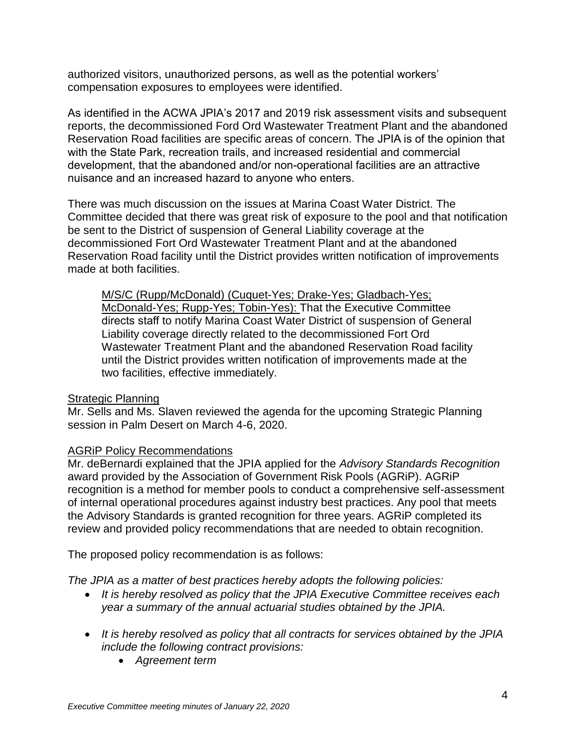authorized visitors, unauthorized persons, as well as the potential workers' compensation exposures to employees were identified.

As identified in the ACWA JPIA's 2017 and 2019 risk assessment visits and subsequent reports, the decommissioned Ford Ord Wastewater Treatment Plant and the abandoned Reservation Road facilities are specific areas of concern. The JPIA is of the opinion that with the State Park, recreation trails, and increased residential and commercial development, that the abandoned and/or non-operational facilities are an attractive nuisance and an increased hazard to anyone who enters.

There was much discussion on the issues at Marina Coast Water District. The Committee decided that there was great risk of exposure to the pool and that notification be sent to the District of suspension of General Liability coverage at the decommissioned Fort Ord Wastewater Treatment Plant and at the abandoned Reservation Road facility until the District provides written notification of improvements made at both facilities.

> M/S/C (Rupp/McDonald) (Cuquet-Yes; Drake-Yes; Gladbach-Yes; McDonald-Yes; Rupp-Yes; Tobin-Yes): That the Executive Committee directs staff to notify Marina Coast Water District of suspension of General Liability coverage directly related to the decommissioned Fort Ord Wastewater Treatment Plant and the abandoned Reservation Road facility until the District provides written notification of improvements made at the two facilities, effective immediately.

Strategic Planning

Mr. Sells and Ms. Slaven reviewed the agenda for the upcoming Strategic Planning session in Palm Desert on March 4-6, 2020.

AGRiP Policy Recommendations

Mr. deBernardi explained that the JPIA applied for the *Advisory Standards Recognition* award provided by the Association of Government Risk Pools (AGRiP). AGRiP recognition is a method for member pools to conduct a comprehensive self-assessment of internal operational procedures against industry best practices. Any pool that meets the Advisory Standards is granted recognition for three years. AGRiP completed its review and provided policy recommendations that are needed to obtain recognition.

The proposed policy recommendation is as follows:

*The JPIA as a matter of best practices hereby adopts the following policies:*

- *It is hereby resolved as policy that the JPIA Executive Committee receives each year a summary of the annual actuarial studies obtained by the JPIA.*
- *It is hereby resolved as policy that all contracts for services obtained by the JPIA include the following contract provisions:*
  - *Agreement term*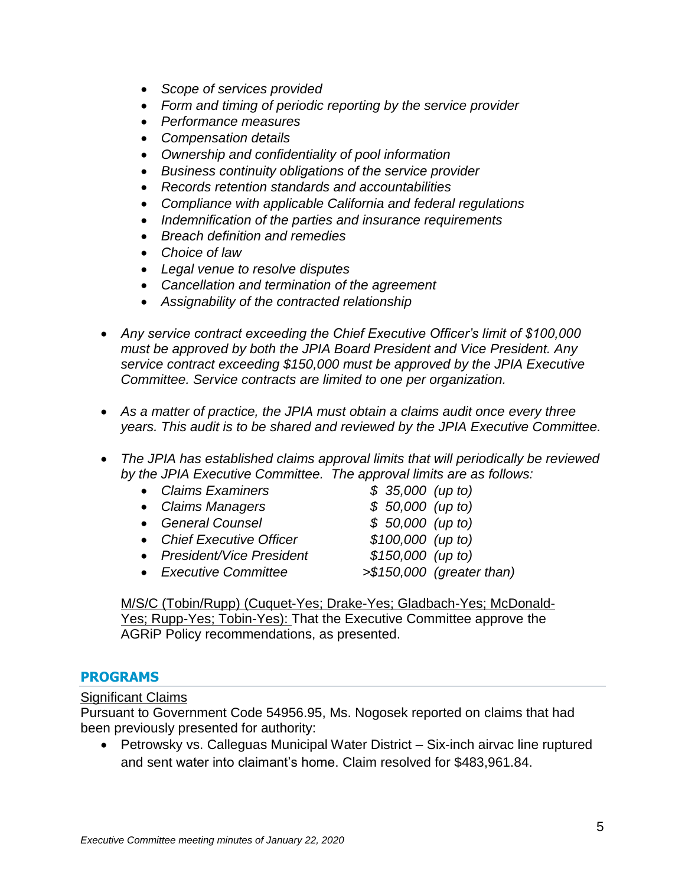- *Scope of services provided*
- *Form and timing of periodic reporting by the service provider*
- *Performance measures*
- *Compensation details*
- *Ownership and confidentiality of pool information*
- *Business continuity obligations of the service provider*
- *Records retention standards and accountabilities*
- *Compliance with applicable California and federal regulations*
- *Indemnification of the parties and insurance requirements*
- *Breach definition and remedies*
- *Choice of law*
- *Legal venue to resolve disputes*
- *Cancellation and termination of the agreement*
- *Assignability of the contracted relationship*

- *Any service contract exceeding the Chief Executive Officer's limit of $100,000 must be approved by both the JPIA Board President and Vice President. Any service contract exceeding $150,000 must be approved by the JPIA Executive Committee. Service contracts are limited to one per organization.*

- *As a matter of practice, the JPIA must obtain a claims audit once every three years. This audit is to be shared and reviewed by the JPIA Executive Committee.*

- *The JPIA has established claims approval limits that will periodically be reviewed by the JPIA Executive Committee. The approval limits are as follows:*
  - *Claims Examiners* *$ 35,000 (up to)*
  - *Claims Managers* *$ 50,000 (up to)*
  - *General Counsel* *$ 50,000 (up to)*
  - *Chief Executive Officer* *$100,000 (up to)*
  - *President/Vice President* *$150,000 (up to)*
  - *Executive Committee* *>$150,000 (greater than)*

M/S/C (Tobin/Rupp) (Cuquet-Yes; Drake-Yes; Gladbach-Yes; McDonald-Yes; Rupp-Yes; Tobin-Yes): That the Executive Committee approve the AGRiP Policy recommendations, as presented.

## PROGRAMS

Significant Claims

Pursuant to Government Code 54956.95, Ms. Nogosek reported on claims that had been previously presented for authority:

- Petrowsky vs. Calleguas Municipal Water District – Six-inch airvac line ruptured and sent water into claimant's home. Claim resolved for $483,961.84.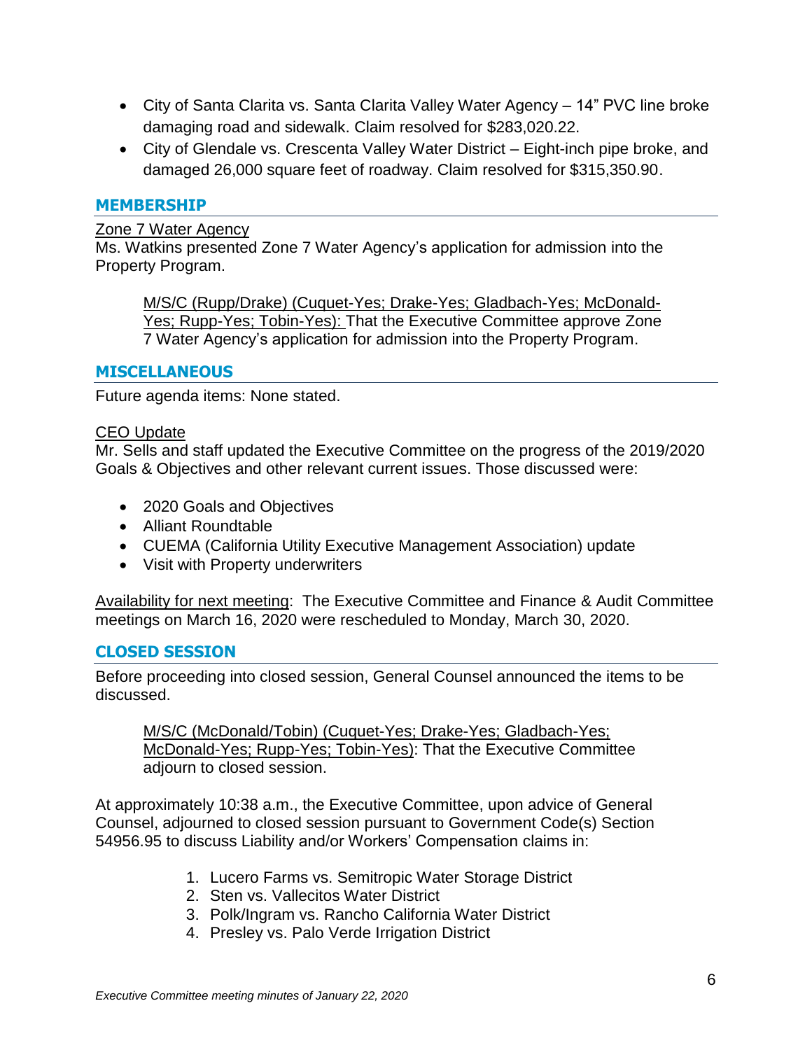- City of Santa Clarita vs. Santa Clarita Valley Water Agency – 14" PVC line broke damaging road and sidewalk. Claim resolved for $283,020.22.
- City of Glendale vs. Crescenta Valley Water District – Eight-inch pipe broke, and damaged 26,000 square feet of roadway. Claim resolved for $315,350.90.

## MEMBERSHIP

Zone 7 Water Agency
Ms. Watkins presented Zone 7 Water Agency's application for admission into the Property Program.

> M/S/C (Rupp/Drake) (Cuquet-Yes; Drake-Yes; Gladbach-Yes; McDonald-Yes; Rupp-Yes; Tobin-Yes): That the Executive Committee approve Zone 7 Water Agency's application for admission into the Property Program.

## MISCELLANEOUS

Future agenda items: None stated.

CEO Update
Mr. Sells and staff updated the Executive Committee on the progress of the 2019/2020 Goals & Objectives and other relevant current issues. Those discussed were:

- 2020 Goals and Objectives
- Alliant Roundtable
- CUEMA (California Utility Executive Management Association) update
- Visit with Property underwriters

Availability for next meeting: The Executive Committee and Finance & Audit Committee meetings on March 16, 2020 were rescheduled to Monday, March 30, 2020.

## CLOSED SESSION

Before proceeding into closed session, General Counsel announced the items to be discussed.

> M/S/C (McDonald/Tobin) (Cuquet-Yes; Drake-Yes; Gladbach-Yes; McDonald-Yes; Rupp-Yes; Tobin-Yes): That the Executive Committee adjourn to closed session.

At approximately 10:38 a.m., the Executive Committee, upon advice of General Counsel, adjourned to closed session pursuant to Government Code(s) Section 54956.95 to discuss Liability and/or Workers' Compensation claims in:

1. Lucero Farms vs. Semitropic Water Storage District
2. Sten vs. Vallecitos Water District
3. Polk/Ingram vs. Rancho California Water District
4. Presley vs. Palo Verde Irrigation District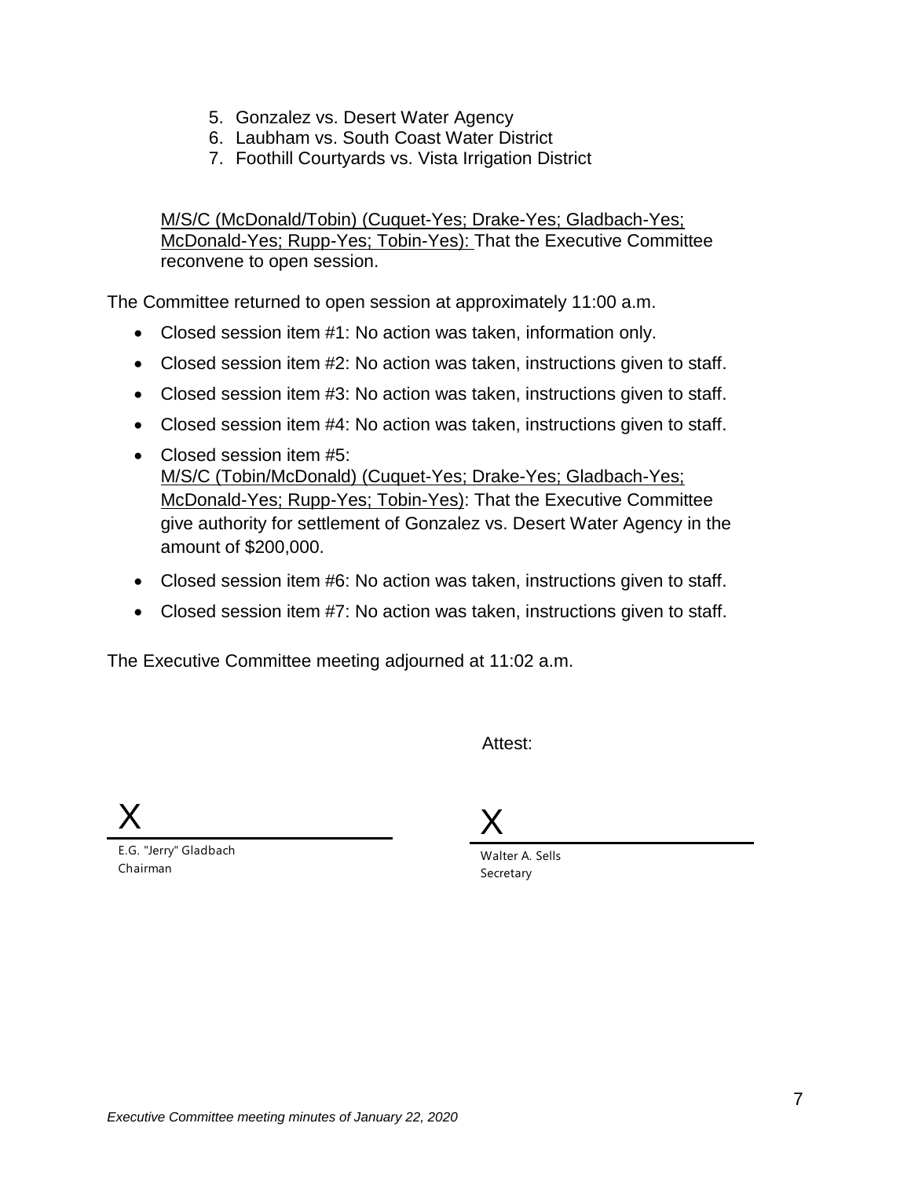5. Gonzalez vs. Desert Water Agency
6. Laubham vs. South Coast Water District
7. Foothill Courtyards vs. Vista Irrigation District

M/S/C (McDonald/Tobin) (Cuquet-Yes; Drake-Yes; Gladbach-Yes; McDonald-Yes; Rupp-Yes; Tobin-Yes): That the Executive Committee reconvene to open session.

The Committee returned to open session at approximately 11:00 a.m.

- Closed session item #1: No action was taken, information only.
- Closed session item #2: No action was taken, instructions given to staff.
- Closed session item #3: No action was taken, instructions given to staff.
- Closed session item #4: No action was taken, instructions given to staff.
- Closed session item #5:
  M/S/C (Tobin/McDonald) (Cuquet-Yes; Drake-Yes; Gladbach-Yes; McDonald-Yes; Rupp-Yes; Tobin-Yes): That the Executive Committee give authority for settlement of Gonzalez vs. Desert Water Agency in the amount of $200,000.
- Closed session item #6: No action was taken, instructions given to staff.
- Closed session item #7: No action was taken, instructions given to staff.

The Executive Committee meeting adjourned at 11:02 a.m.

Attest:

X
E.G. "Jerry" Gladbach
Chairman

X
Walter A. Sells
Secretary

*Executive Committee meeting minutes of January 22, 2020*